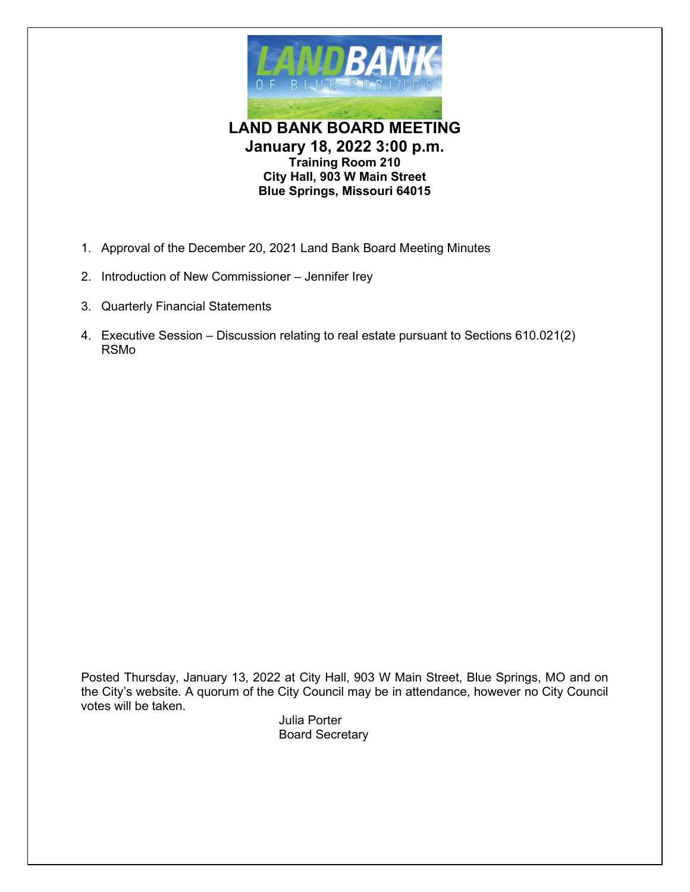# LAND BANK BOARD MEETING

## January 18, 2022 3:00 p.m.

**Training Room 210**
**City Hall, 903 W Main Street**
**Blue Springs, Missouri 64015**

1. Approval of the December 20, 2021 Land Bank Board Meeting Minutes
2. Introduction of New Commissioner – Jennifer Irey
3. Quarterly Financial Statements
4. Executive Session – Discussion relating to real estate pursuant to Sections 610.021(2) RSMo

Posted Thursday, January 13, 2022 at City Hall, 903 W Main Street, Blue Springs, MO and on the City's website. A quorum of the City Council may be in attendance, however no City Council votes will be taken.

Julia Porter
Board Secretary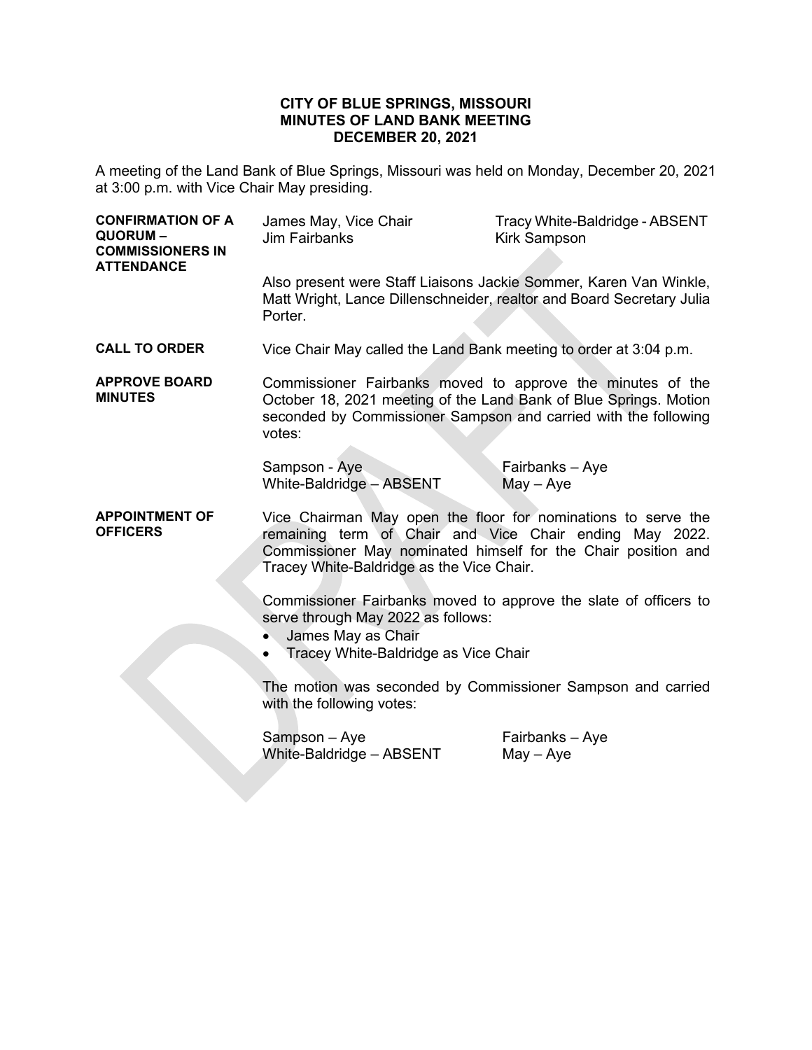**CITY OF BLUE SPRINGS, MISSOURI**
**MINUTES OF LAND BANK MEETING**
**DECEMBER 20, 2021**

A meeting of the Land Bank of Blue Springs, Missouri was held on Monday, December 20, 2021 at 3:00 p.m. with Vice Chair May presiding.

**CONFIRMATION OF A QUORUM – COMMISSIONERS IN ATTENDANCE**

| | |
|---|---|
| James May, Vice Chair | Tracy White-Baldridge - ABSENT |
| Jim Fairbanks | Kirk Sampson |

Also present were Staff Liaisons Jackie Sommer, Karen Van Winkle, Matt Wright, Lance Dillenschneider, realtor and Board Secretary Julia Porter.

**CALL TO ORDER**

Vice Chair May called the Land Bank meeting to order at 3:04 p.m.

**APPROVE BOARD MINUTES**

Commissioner Fairbanks moved to approve the minutes of the October 18, 2021 meeting of the Land Bank of Blue Springs. Motion seconded by Commissioner Sampson and carried with the following votes:

| | |
|---|---|
| Sampson - Aye | Fairbanks – Aye |
| White-Baldridge – ABSENT | May – Aye |

**APPOINTMENT OF OFFICERS**

Vice Chairman May open the floor for nominations to serve the remaining term of Chair and Vice Chair ending May 2022. Commissioner May nominated himself for the Chair position and Tracey White-Baldridge as the Vice Chair.

Commissioner Fairbanks moved to approve the slate of officers to serve through May 2022 as follows:

- James May as Chair
- Tracey White-Baldridge as Vice Chair

The motion was seconded by Commissioner Sampson and carried with the following votes:

| | |
|---|---|
| Sampson – Aye | Fairbanks – Aye |
| White-Baldridge – ABSENT | May – Aye |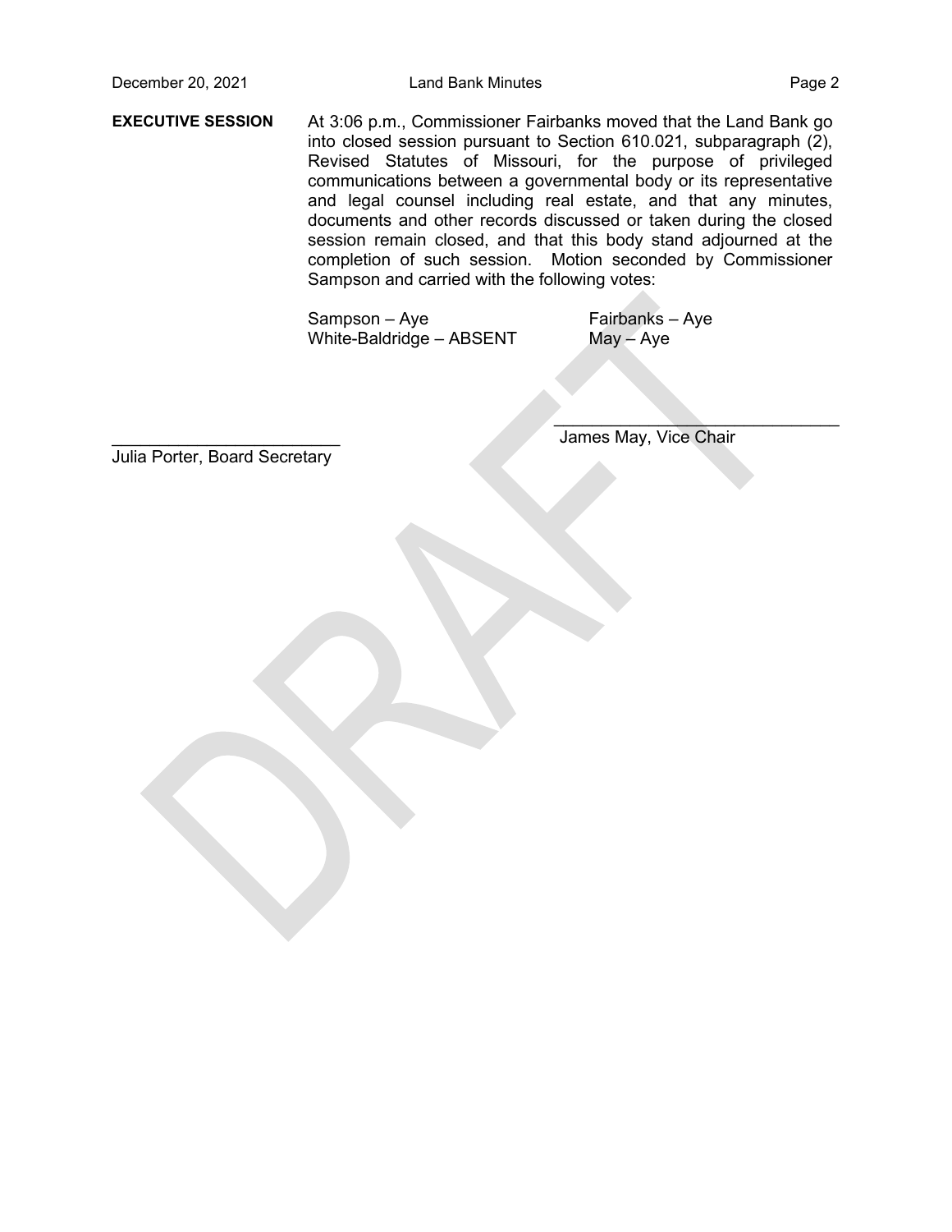**EXECUTIVE SESSION** At 3:06 p.m., Commissioner Fairbanks moved that the Land Bank go into closed session pursuant to Section 610.021, subparagraph (2), Revised Statutes of Missouri, for the purpose of privileged communications between a governmental body or its representative and legal counsel including real estate, and that any minutes, documents and other records discussed or taken during the closed session remain closed, and that this body stand adjourned at the completion of such session. Motion seconded by Commissioner Sampson and carried with the following votes:

Sampson – Aye
Fairbanks – Aye
White-Baldridge – ABSENT
May – Aye

\_\_\_\_\_\_\_\_\_\_\_\_\_\_\_\_\_\_\_\_\_\_\_\_\_\_
Julia Porter, Board Secretary

\_\_\_\_\_\_\_\_\_\_\_\_\_\_\_\_\_\_\_\_\_\_\_\_\_\_
James May, Vice Chair

DRAFT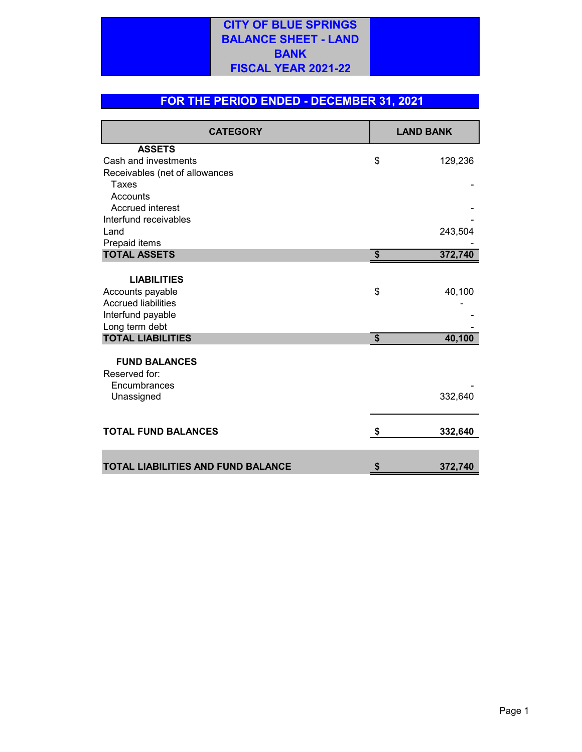# CITY OF BLUE SPRINGS
# BALANCE SHEET - LAND BANK
# FISCAL YEAR 2021-22

## FOR THE PERIOD ENDED - DECEMBER 31, 2021

| CATEGORY | LAND BANK |
|---|---|
| **ASSETS** | |
| Cash and investments | $ 129,236 |
| Receivables (net of allowances | |
| Taxes | - |
| Accounts | |
| Accrued interest | - |
| Interfund receivables | - |
| Land | 243,504 |
| Prepaid items | - |
| **TOTAL ASSETS** | **$ 372,740** |
| | |
| **LIABILITIES** | |
| Accounts payable | $ 40,100 |
| Accrued liabilities | - |
| Interfund payable | - |
| Long term debt | - |
| **TOTAL LIABILITIES** | **$ 40,100** |
| | |
| **FUND BALANCES** | |
| Reserved for: | |
| Encumbrances | - |
| Unassigned | 332,640 |
| | |
| **TOTAL FUND BALANCES** | **$ 332,640** |
| | |
| **TOTAL LIABILITIES AND FUND BALANCE** | **$ 372,740** |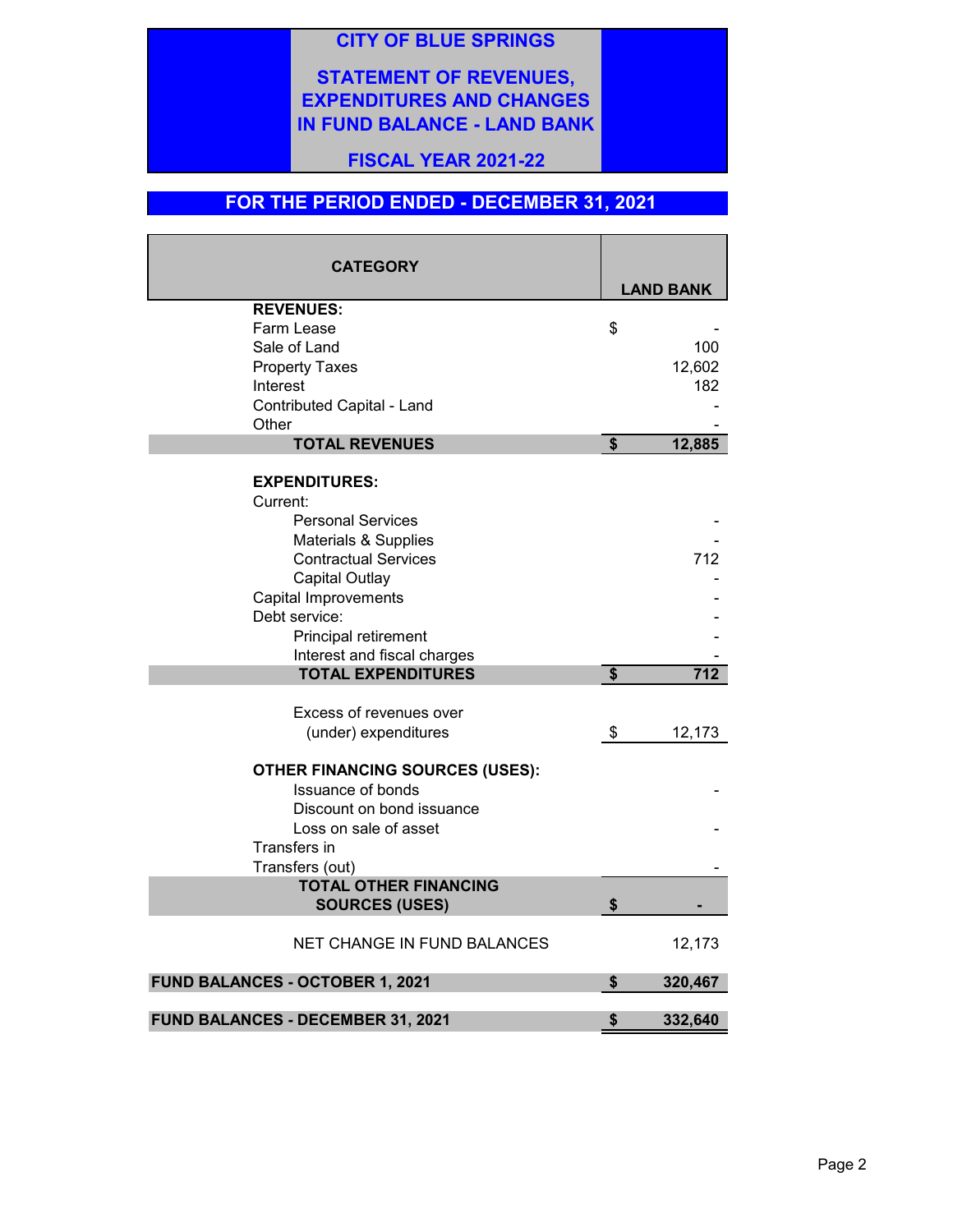# CITY OF BLUE SPRINGS

## STATEMENT OF REVENUES, EXPENDITURES AND CHANGES IN FUND BALANCE - LAND BANK

## FISCAL YEAR 2021-22

## FOR THE PERIOD ENDED - DECEMBER 31, 2021

| CATEGORY | | LAND BANK |
|---|---|---|
| **REVENUES:** | | |
| Farm Lease | $ | - |
| Sale of Land | | 100 |
| Property Taxes | | 12,602 |
| Interest | | 182 |
| Contributed Capital - Land | | - |
| Other | | - |
| **TOTAL REVENUES** | **$** | **12,885** |
| | | |
| **EXPENDITURES:** | | |
| Current: | | |
| Personal Services | | - |
| Materials & Supplies | | - |
| Contractual Services | | 712 |
| Capital Outlay | | - |
| Capital Improvements | | - |
| Debt service: | | - |
| Principal retirement | | - |
| Interest and fiscal charges | | - |
| **TOTAL EXPENDITURES** | **$** | **712** |
| | | |
| Excess of revenues over (under) expenditures | $ | 12,173 |
| | | |
| **OTHER FINANCING SOURCES (USES):** | | |
| Issuance of bonds | | - |
| Discount on bond issuance | | |
| Loss on sale of asset | | - |
| Transfers in | | |
| Transfers (out) | | - |
| **TOTAL OTHER FINANCING SOURCES (USES)** | **$** | **-** |
| | | |
| NET CHANGE IN FUND BALANCES | | 12,173 |
| | | |
| **FUND BALANCES - OCTOBER 1, 2021** | **$** | **320,467** |
| | | |
| **FUND BALANCES - DECEMBER 31, 2021** | **$** | **332,640** |